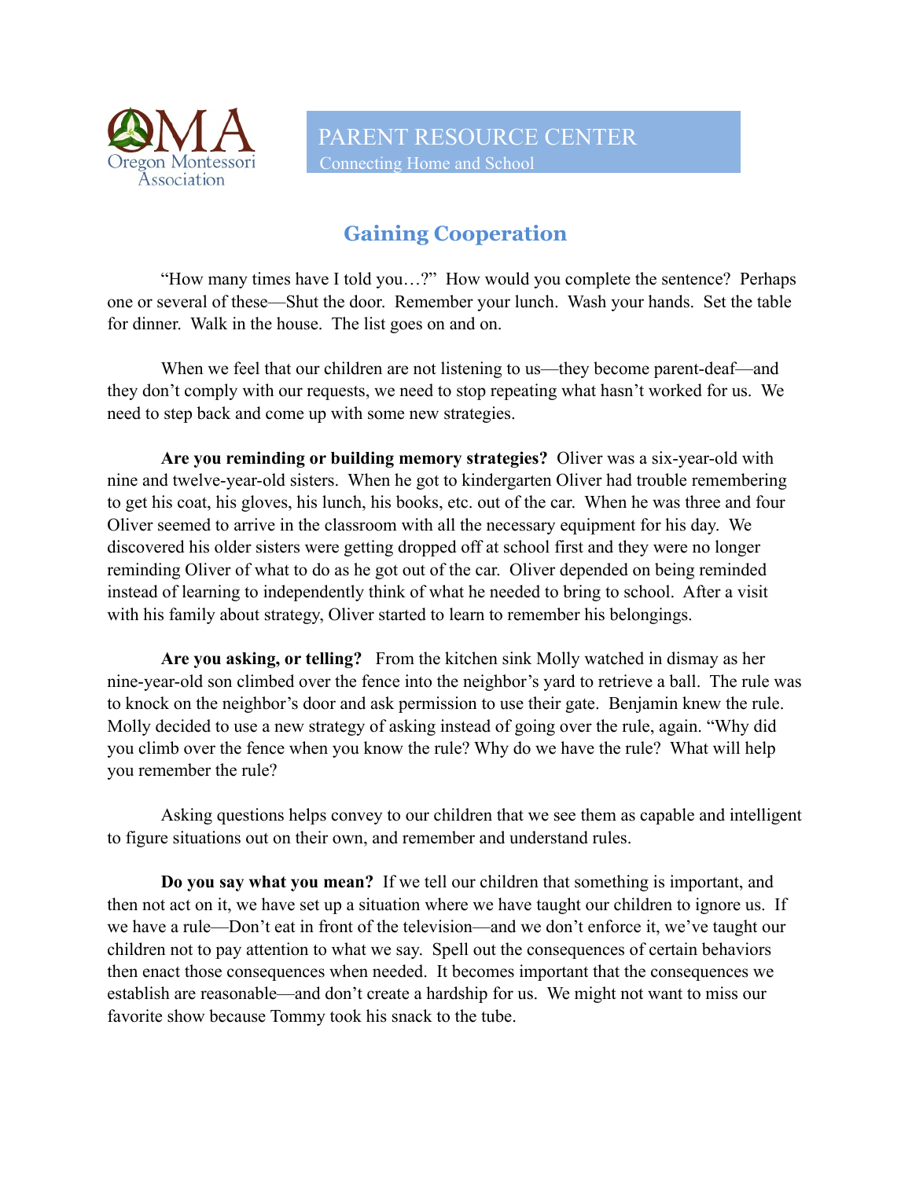OMA
Oregon Montessori Association

PARENT RESOURCE CENTER
Connecting Home and School

# Gaining Cooperation

"How many times have I told you…?" How would you complete the sentence? Perhaps one or several of these—Shut the door. Remember your lunch. Wash your hands. Set the table for dinner. Walk in the house. The list goes on and on.

When we feel that our children are not listening to us—they become parent-deaf—and they don't comply with our requests, we need to stop repeating what hasn't worked for us. We need to step back and come up with some new strategies.

**Are you reminding or building memory strategies?** Oliver was a six-year-old with nine and twelve-year-old sisters. When he got to kindergarten Oliver had trouble remembering to get his coat, his gloves, his lunch, his books, etc. out of the car. When he was three and four Oliver seemed to arrive in the classroom with all the necessary equipment for his day. We discovered his older sisters were getting dropped off at school first and they were no longer reminding Oliver of what to do as he got out of the car. Oliver depended on being reminded instead of learning to independently think of what he needed to bring to school. After a visit with his family about strategy, Oliver started to learn to remember his belongings.

**Are you asking, or telling?** From the kitchen sink Molly watched in dismay as her nine-year-old son climbed over the fence into the neighbor's yard to retrieve a ball. The rule was to knock on the neighbor's door and ask permission to use their gate. Benjamin knew the rule. Molly decided to use a new strategy of asking instead of going over the rule, again. "Why did you climb over the fence when you know the rule? Why do we have the rule? What will help you remember the rule?

Asking questions helps convey to our children that we see them as capable and intelligent to figure situations out on their own, and remember and understand rules.

**Do you say what you mean?** If we tell our children that something is important, and then not act on it, we have set up a situation where we have taught our children to ignore us. If we have a rule—Don't eat in front of the television—and we don't enforce it, we've taught our children not to pay attention to what we say. Spell out the consequences of certain behaviors then enact those consequences when needed. It becomes important that the consequences we establish are reasonable—and don't create a hardship for us. We might not want to miss our favorite show because Tommy took his snack to the tube.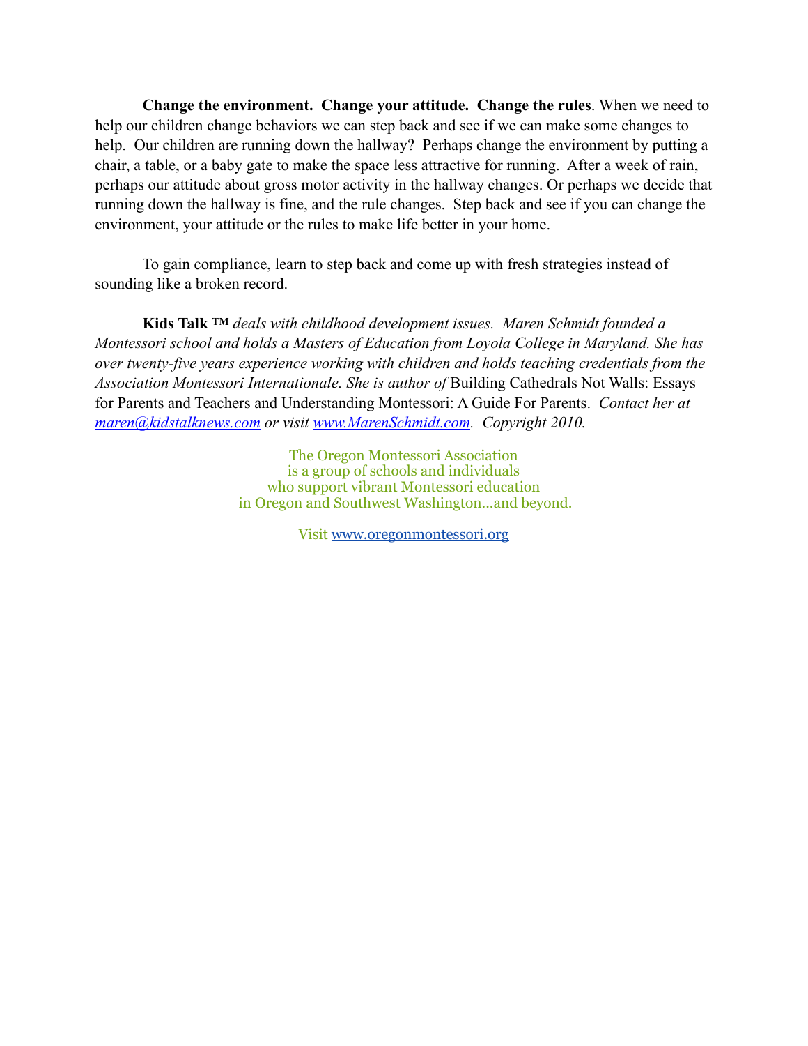**Change the environment. Change your attitude. Change the rules**. When we need to help our children change behaviors we can step back and see if we can make some changes to help. Our children are running down the hallway? Perhaps change the environment by putting a chair, a table, or a baby gate to make the space less attractive for running. After a week of rain, perhaps our attitude about gross motor activity in the hallway changes. Or perhaps we decide that running down the hallway is fine, and the rule changes. Step back and see if you can change the environment, your attitude or the rules to make life better in your home.

To gain compliance, learn to step back and come up with fresh strategies instead of sounding like a broken record.

**Kids Talk ™** *deals with childhood development issues. Maren Schmidt founded a Montessori school and holds a Masters of Education from Loyola College in Maryland. She has over twenty-five years experience working with children and holds teaching credentials from the Association Montessori Internationale. She is author of* Building Cathedrals Not Walls: Essays for Parents and Teachers and Understanding Montessori: A Guide For Parents. *Contact her at [maren@kidstalknews.com](mailto:maren@kidstalknews.com) or visit [www.MarenSchmidt.com](http://www.MarenSchmidt.com). Copyright 2010.*

The Oregon Montessori Association
is a group of schools and individuals
who support vibrant Montessori education
in Oregon and Southwest Washington...and beyond.

Visit [www.oregonmontessori.org](http://www.oregonmontessori.org)